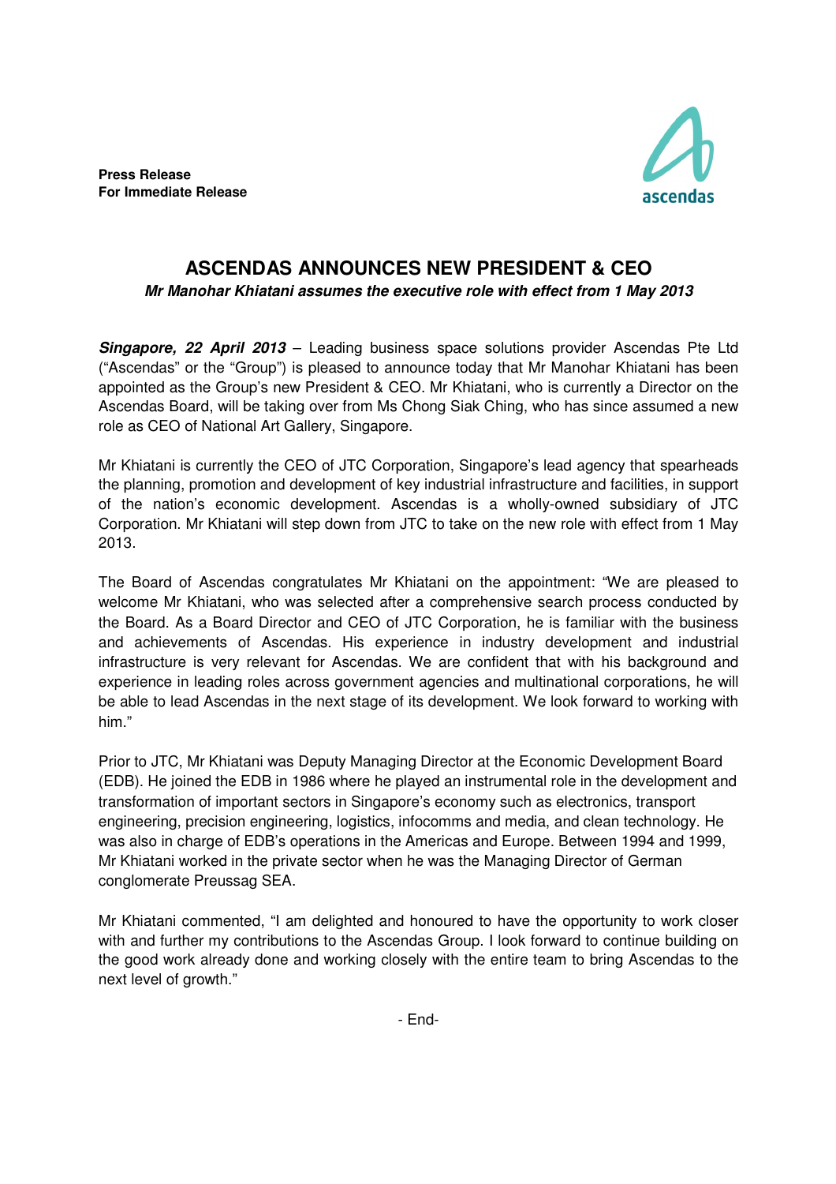**Press Release**
**For Immediate Release**

ascendas

# ASCENDAS ANNOUNCES NEW PRESIDENT & CEO

***Mr Manohar Khiatani assumes the executive role with effect from 1 May 2013***

***Singapore, 22 April 2013*** – Leading business space solutions provider Ascendas Pte Ltd ("Ascendas" or the "Group") is pleased to announce today that Mr Manohar Khiatani has been appointed as the Group's new President & CEO. Mr Khiatani, who is currently a Director on the Ascendas Board, will be taking over from Ms Chong Siak Ching, who has since assumed a new role as CEO of National Art Gallery, Singapore.

Mr Khiatani is currently the CEO of JTC Corporation, Singapore's lead agency that spearheads the planning, promotion and development of key industrial infrastructure and facilities, in support of the nation's economic development. Ascendas is a wholly-owned subsidiary of JTC Corporation. Mr Khiatani will step down from JTC to take on the new role with effect from 1 May 2013.

The Board of Ascendas congratulates Mr Khiatani on the appointment: "We are pleased to welcome Mr Khiatani, who was selected after a comprehensive search process conducted by the Board. As a Board Director and CEO of JTC Corporation, he is familiar with the business and achievements of Ascendas. His experience in industry development and industrial infrastructure is very relevant for Ascendas. We are confident that with his background and experience in leading roles across government agencies and multinational corporations, he will be able to lead Ascendas in the next stage of its development. We look forward to working with him."

Prior to JTC, Mr Khiatani was Deputy Managing Director at the Economic Development Board (EDB). He joined the EDB in 1986 where he played an instrumental role in the development and transformation of important sectors in Singapore's economy such as electronics, transport engineering, precision engineering, logistics, infocomms and media, and clean technology. He was also in charge of EDB's operations in the Americas and Europe. Between 1994 and 1999, Mr Khiatani worked in the private sector when he was the Managing Director of German conglomerate Preussag SEA.

Mr Khiatani commented, "I am delighted and honoured to have the opportunity to work closer with and further my contributions to the Ascendas Group. I look forward to continue building on the good work already done and working closely with the entire team to bring Ascendas to the next level of growth."

- End-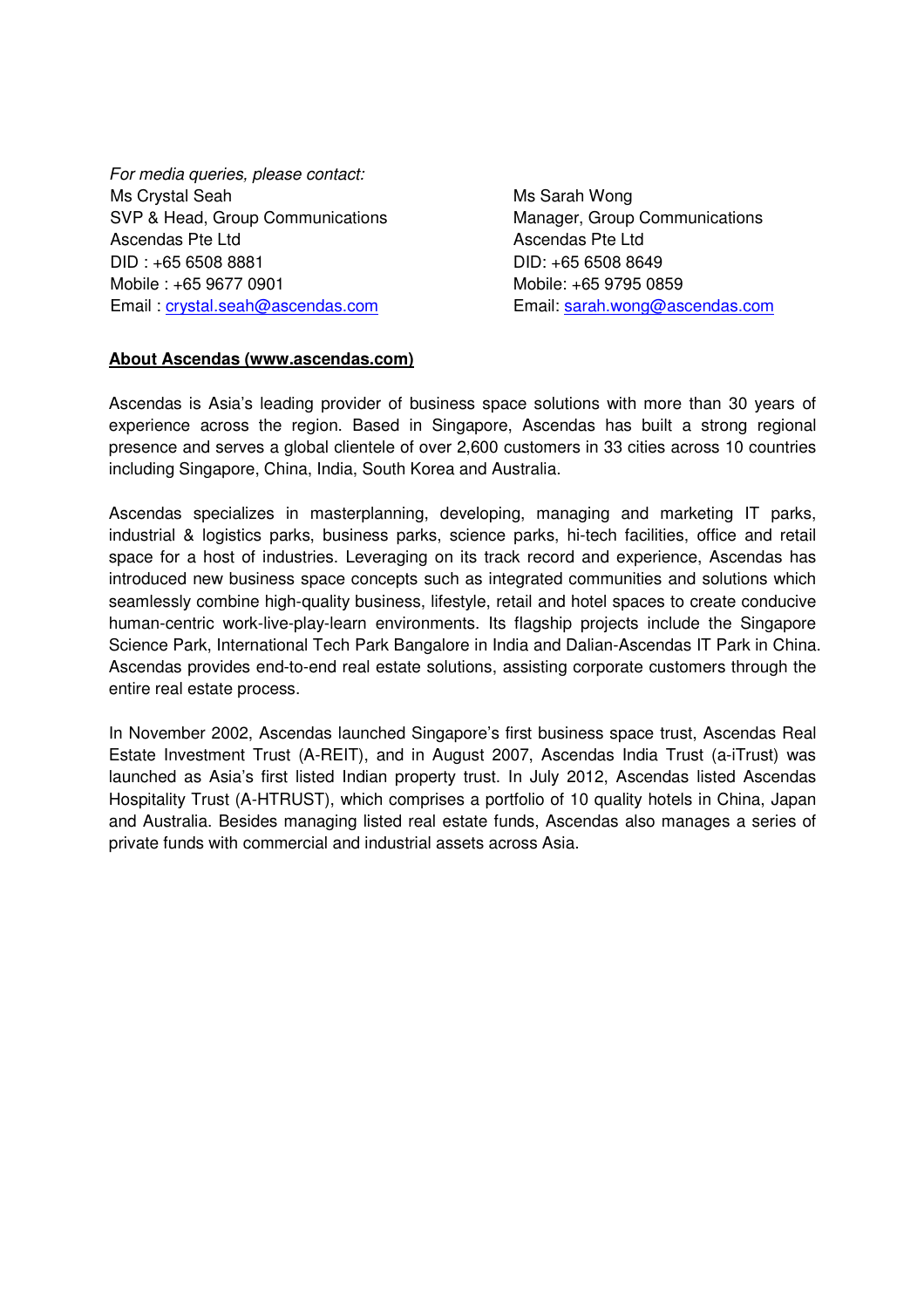*For media queries, please contact:*

Ms Crystal Seah
SVP & Head, Group Communications
Ascendas Pte Ltd
DID : +65 6508 8881
Mobile : +65 9677 0901
Email : crystal.seah@ascendas.com

Ms Sarah Wong
Manager, Group Communications
Ascendas Pte Ltd
DID: +65 6508 8649
Mobile: +65 9795 0859
Email: sarah.wong@ascendas.com

**About Ascendas (www.ascendas.com)**

Ascendas is Asia's leading provider of business space solutions with more than 30 years of experience across the region. Based in Singapore, Ascendas has built a strong regional presence and serves a global clientele of over 2,600 customers in 33 cities across 10 countries including Singapore, China, India, South Korea and Australia.

Ascendas specializes in masterplanning, developing, managing and marketing IT parks, industrial & logistics parks, business parks, science parks, hi-tech facilities, office and retail space for a host of industries. Leveraging on its track record and experience, Ascendas has introduced new business space concepts such as integrated communities and solutions which seamlessly combine high-quality business, lifestyle, retail and hotel spaces to create conducive human-centric work-live-play-learn environments. Its flagship projects include the Singapore Science Park, International Tech Park Bangalore in India and Dalian-Ascendas IT Park in China. Ascendas provides end-to-end real estate solutions, assisting corporate customers through the entire real estate process.

In November 2002, Ascendas launched Singapore's first business space trust, Ascendas Real Estate Investment Trust (A-REIT), and in August 2007, Ascendas India Trust (a-iTrust) was launched as Asia's first listed Indian property trust. In July 2012, Ascendas listed Ascendas Hospitality Trust (A-HTRUST), which comprises a portfolio of 10 quality hotels in China, Japan and Australia. Besides managing listed real estate funds, Ascendas also manages a series of private funds with commercial and industrial assets across Asia.